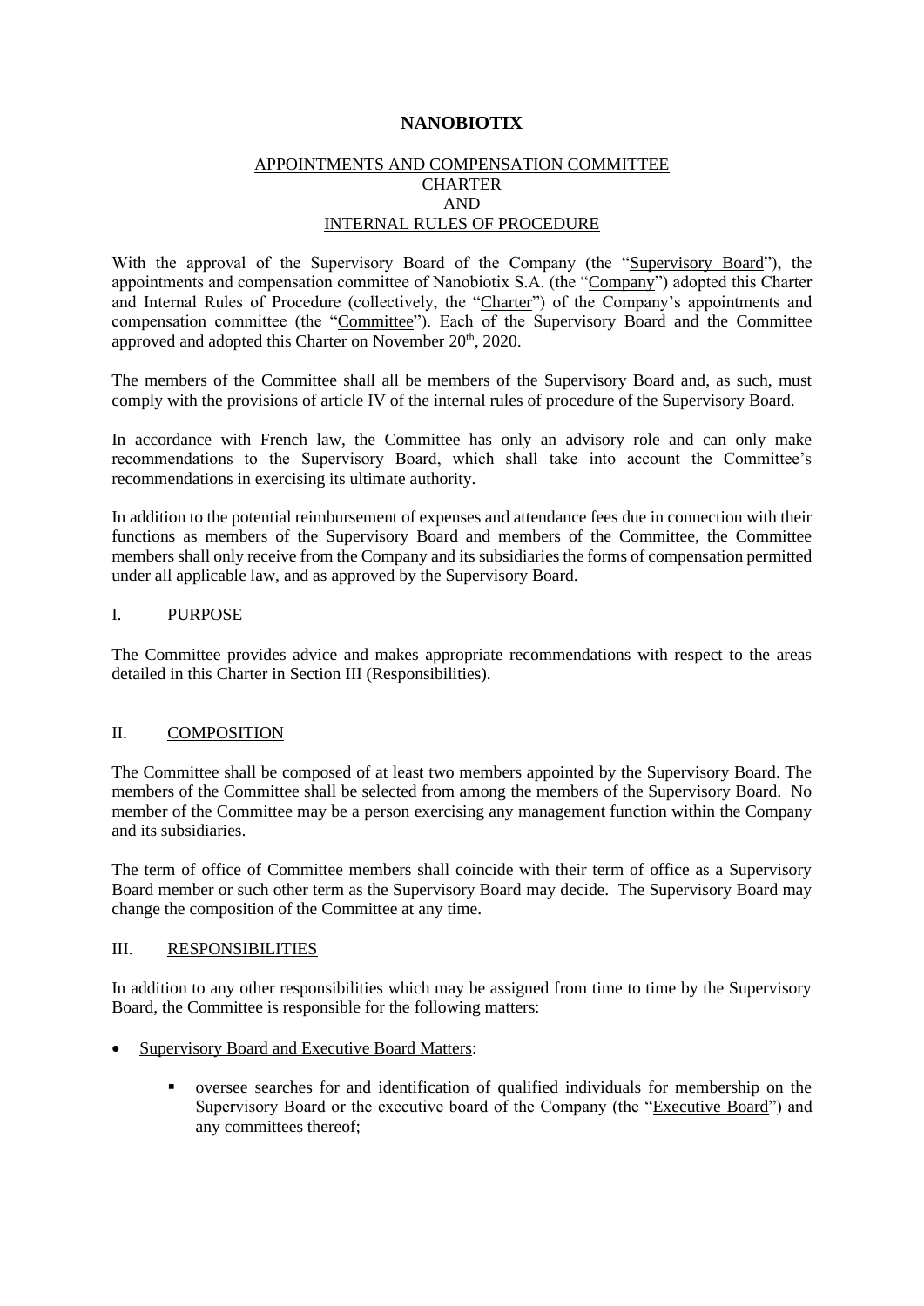# NANOBIOTIX

## APPOINTMENTS AND COMPENSATION COMMITTEE CHARTER AND INTERNAL RULES OF PROCEDURE

With the approval of the Supervisory Board of the Company (the "Supervisory Board"), the appointments and compensation committee of Nanobiotix S.A. (the "Company") adopted this Charter and Internal Rules of Procedure (collectively, the "Charter") of the Company's appointments and compensation committee (the "Committee"). Each of the Supervisory Board and the Committee approved and adopted this Charter on November 20th, 2020.

The members of the Committee shall all be members of the Supervisory Board and, as such, must comply with the provisions of article IV of the internal rules of procedure of the Supervisory Board.

In accordance with French law, the Committee has only an advisory role and can only make recommendations to the Supervisory Board, which shall take into account the Committee's recommendations in exercising its ultimate authority.

In addition to the potential reimbursement of expenses and attendance fees due in connection with their functions as members of the Supervisory Board and members of the Committee, the Committee members shall only receive from the Company and its subsidiaries the forms of compensation permitted under all applicable law, and as approved by the Supervisory Board.

## I. PURPOSE

The Committee provides advice and makes appropriate recommendations with respect to the areas detailed in this Charter in Section III (Responsibilities).

## II. COMPOSITION

The Committee shall be composed of at least two members appointed by the Supervisory Board. The members of the Committee shall be selected from among the members of the Supervisory Board. No member of the Committee may be a person exercising any management function within the Company and its subsidiaries.

The term of office of Committee members shall coincide with their term of office as a Supervisory Board member or such other term as the Supervisory Board may decide. The Supervisory Board may change the composition of the Committee at any time.

## III. RESPONSIBILITIES

In addition to any other responsibilities which may be assigned from time to time by the Supervisory Board, the Committee is responsible for the following matters:

- Supervisory Board and Executive Board Matters:
  - oversee searches for and identification of qualified individuals for membership on the Supervisory Board or the executive board of the Company (the "Executive Board") and any committees thereof;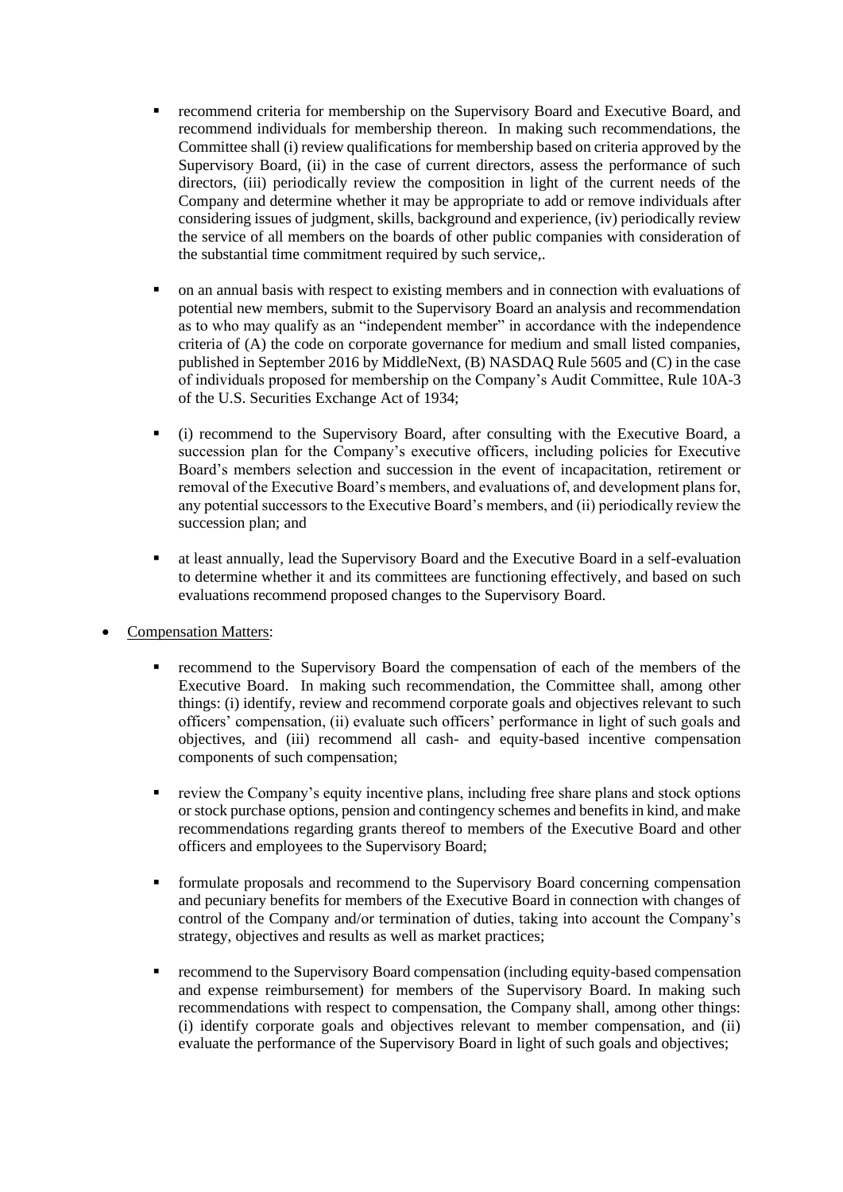- recommend criteria for membership on the Supervisory Board and Executive Board, and recommend individuals for membership thereon. In making such recommendations, the Committee shall (i) review qualifications for membership based on criteria approved by the Supervisory Board, (ii) in the case of current directors, assess the performance of such directors, (iii) periodically review the composition in light of the current needs of the Company and determine whether it may be appropriate to add or remove individuals after considering issues of judgment, skills, background and experience, (iv) periodically review the service of all members on the boards of other public companies with consideration of the substantial time commitment required by such service,.

  - on an annual basis with respect to existing members and in connection with evaluations of potential new members, submit to the Supervisory Board an analysis and recommendation as to who may qualify as an "independent member" in accordance with the independence criteria of (A) the code on corporate governance for medium and small listed companies, published in September 2016 by MiddleNext, (B) NASDAQ Rule 5605 and (C) in the case of individuals proposed for membership on the Company's Audit Committee, Rule 10A-3 of the U.S. Securities Exchange Act of 1934;

  - (i) recommend to the Supervisory Board, after consulting with the Executive Board, a succession plan for the Company's executive officers, including policies for Executive Board's members selection and succession in the event of incapacitation, retirement or removal of the Executive Board's members, and evaluations of, and development plans for, any potential successors to the Executive Board's members, and (ii) periodically review the succession plan; and

  - at least annually, lead the Supervisory Board and the Executive Board in a self-evaluation to determine whether it and its committees are functioning effectively, and based on such evaluations recommend proposed changes to the Supervisory Board.

- Compensation Matters:

  - recommend to the Supervisory Board the compensation of each of the members of the Executive Board. In making such recommendation, the Committee shall, among other things: (i) identify, review and recommend corporate goals and objectives relevant to such officers' compensation, (ii) evaluate such officers' performance in light of such goals and objectives, and (iii) recommend all cash- and equity-based incentive compensation components of such compensation;

  - review the Company's equity incentive plans, including free share plans and stock options or stock purchase options, pension and contingency schemes and benefits in kind, and make recommendations regarding grants thereof to members of the Executive Board and other officers and employees to the Supervisory Board;

  - formulate proposals and recommend to the Supervisory Board concerning compensation and pecuniary benefits for members of the Executive Board in connection with changes of control of the Company and/or termination of duties, taking into account the Company's strategy, objectives and results as well as market practices;

  - recommend to the Supervisory Board compensation (including equity-based compensation and expense reimbursement) for members of the Supervisory Board. In making such recommendations with respect to compensation, the Company shall, among other things: (i) identify corporate goals and objectives relevant to member compensation, and (ii) evaluate the performance of the Supervisory Board in light of such goals and objectives;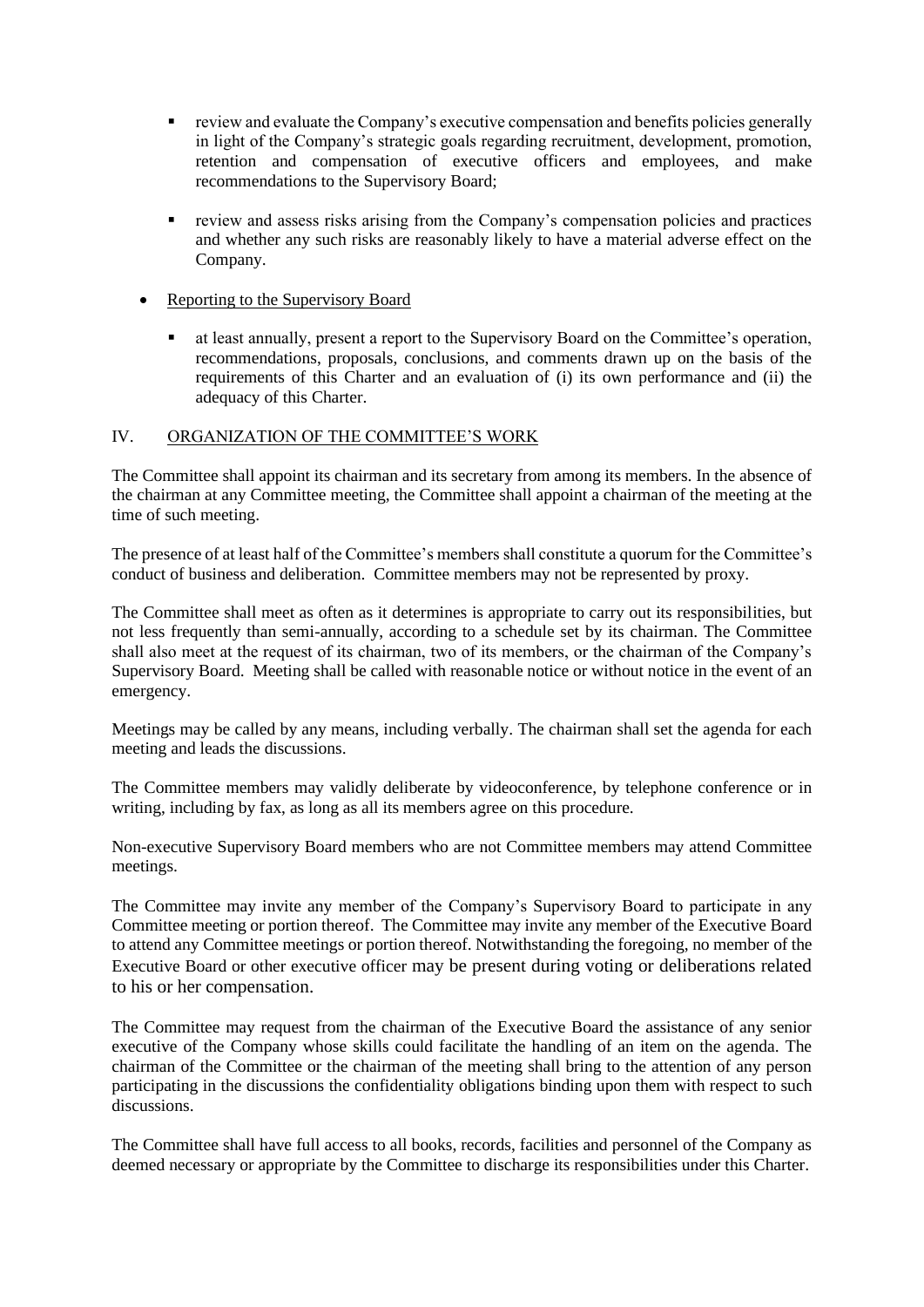- review and evaluate the Company's executive compensation and benefits policies generally in light of the Company's strategic goals regarding recruitment, development, promotion, retention and compensation of executive officers and employees, and make recommendations to the Supervisory Board;

- review and assess risks arising from the Company's compensation policies and practices and whether any such risks are reasonably likely to have a material adverse effect on the Company.

- Reporting to the Supervisory Board

  - at least annually, present a report to the Supervisory Board on the Committee's operation, recommendations, proposals, conclusions, and comments drawn up on the basis of the requirements of this Charter and an evaluation of (i) its own performance and (ii) the adequacy of this Charter.

## IV. ORGANIZATION OF THE COMMITTEE'S WORK

The Committee shall appoint its chairman and its secretary from among its members. In the absence of the chairman at any Committee meeting, the Committee shall appoint a chairman of the meeting at the time of such meeting.

The presence of at least half of the Committee's members shall constitute a quorum for the Committee's conduct of business and deliberation. Committee members may not be represented by proxy.

The Committee shall meet as often as it determines is appropriate to carry out its responsibilities, but not less frequently than semi-annually, according to a schedule set by its chairman. The Committee shall also meet at the request of its chairman, two of its members, or the chairman of the Company's Supervisory Board. Meeting shall be called with reasonable notice or without notice in the event of an emergency.

Meetings may be called by any means, including verbally. The chairman shall set the agenda for each meeting and leads the discussions.

The Committee members may validly deliberate by videoconference, by telephone conference or in writing, including by fax, as long as all its members agree on this procedure.

Non-executive Supervisory Board members who are not Committee members may attend Committee meetings.

The Committee may invite any member of the Company's Supervisory Board to participate in any Committee meeting or portion thereof. The Committee may invite any member of the Executive Board to attend any Committee meetings or portion thereof. Notwithstanding the foregoing, no member of the Executive Board or other executive officer may be present during voting or deliberations related to his or her compensation.

The Committee may request from the chairman of the Executive Board the assistance of any senior executive of the Company whose skills could facilitate the handling of an item on the agenda. The chairman of the Committee or the chairman of the meeting shall bring to the attention of any person participating in the discussions the confidentiality obligations binding upon them with respect to such discussions.

The Committee shall have full access to all books, records, facilities and personnel of the Company as deemed necessary or appropriate by the Committee to discharge its responsibilities under this Charter.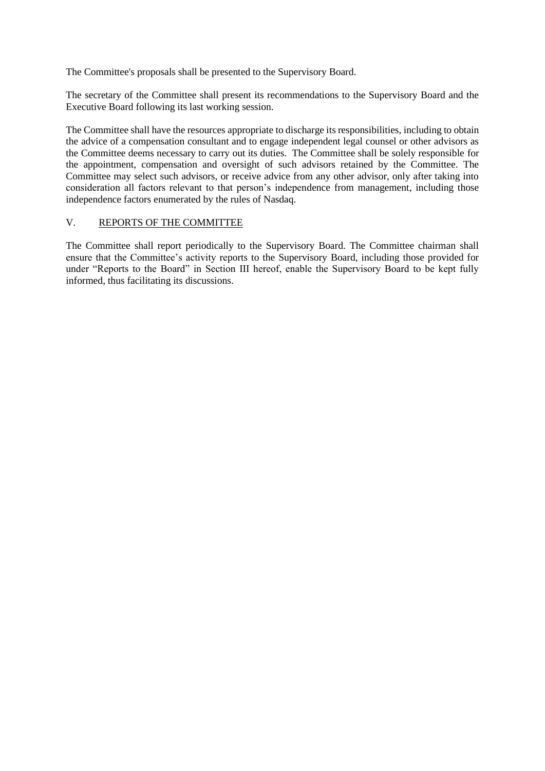The Committee's proposals shall be presented to the Supervisory Board.

The secretary of the Committee shall present its recommendations to the Supervisory Board and the Executive Board following its last working session.

The Committee shall have the resources appropriate to discharge its responsibilities, including to obtain the advice of a compensation consultant and to engage independent legal counsel or other advisors as the Committee deems necessary to carry out its duties. The Committee shall be solely responsible for the appointment, compensation and oversight of such advisors retained by the Committee. The Committee may select such advisors, or receive advice from any other advisor, only after taking into consideration all factors relevant to that person's independence from management, including those independence factors enumerated by the rules of Nasdaq.

## V. REPORTS OF THE COMMITTEE

The Committee shall report periodically to the Supervisory Board. The Committee chairman shall ensure that the Committee's activity reports to the Supervisory Board, including those provided for under "Reports to the Board" in Section III hereof, enable the Supervisory Board to be kept fully informed, thus facilitating its discussions.